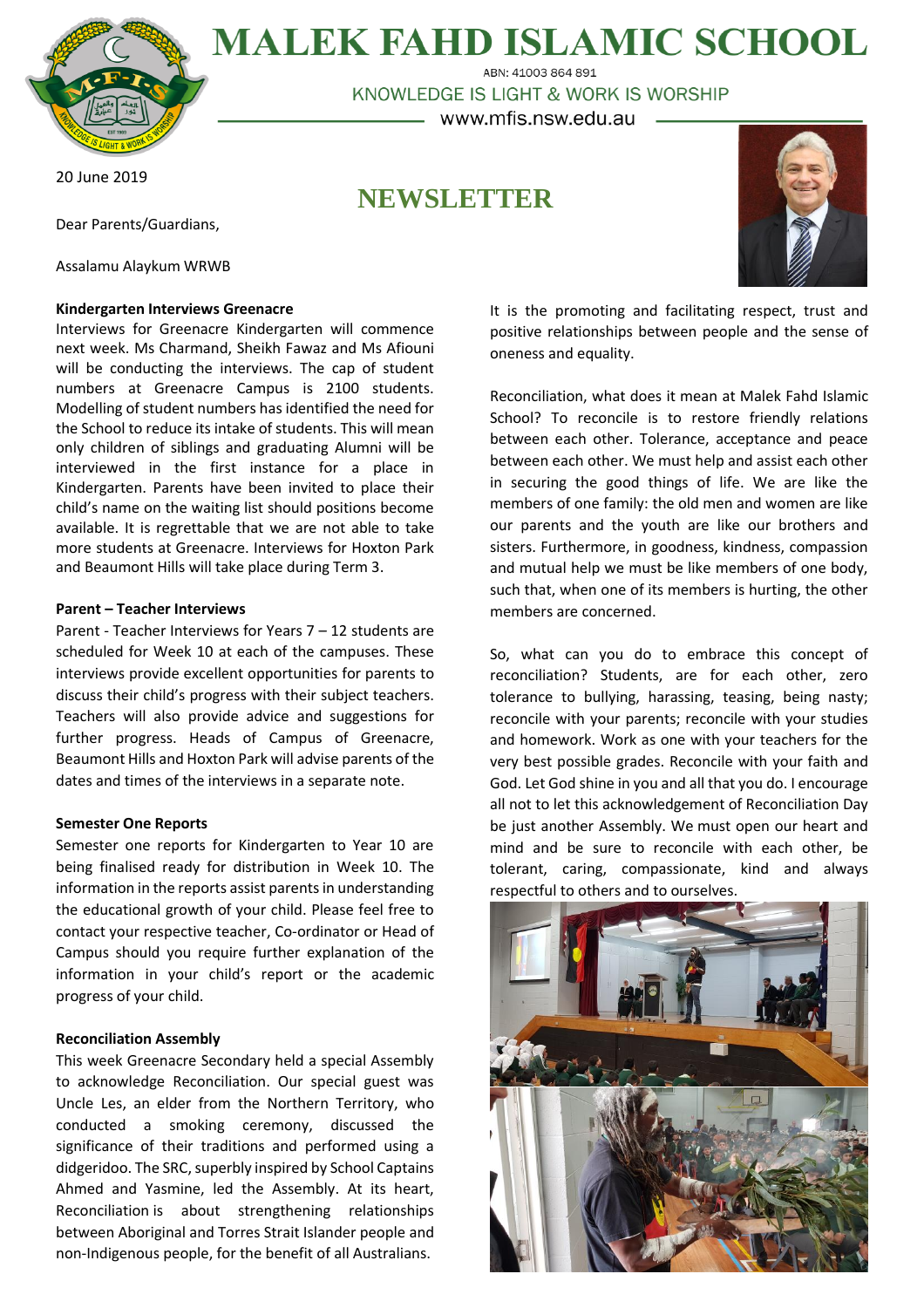# MALEK FAHD ISLAMIC SCHOOL

ABN: 41003 864 891

KNOWLEDGE IS LIGHT & WORK IS WORSHIP

www.mfis.nsw.edu.au

20 June 2019

## NEWSLETTER

Dear Parents/Guardians,

Assalamu Alaykum WRWB

**Kindergarten Interviews Greenacre**

Interviews for Greenacre Kindergarten will commence next week. Ms Charmand, Sheikh Fawaz and Ms Afiouni will be conducting the interviews. The cap of student numbers at Greenacre Campus is 2100 students. Modelling of student numbers has identified the need for the School to reduce its intake of students. This will mean only children of siblings and graduating Alumni will be interviewed in the first instance for a place in Kindergarten. Parents have been invited to place their child's name on the waiting list should positions become available. It is regrettable that we are not able to take more students at Greenacre. Interviews for Hoxton Park and Beaumont Hills will take place during Term 3.

**Parent – Teacher Interviews**

Parent - Teacher Interviews for Years 7 – 12 students are scheduled for Week 10 at each of the campuses. These interviews provide excellent opportunities for parents to discuss their child's progress with their subject teachers. Teachers will also provide advice and suggestions for further progress. Heads of Campus of Greenacre, Beaumont Hills and Hoxton Park will advise parents of the dates and times of the interviews in a separate note.

**Semester One Reports**

Semester one reports for Kindergarten to Year 10 are being finalised ready for distribution in Week 10. The information in the reports assist parents in understanding the educational growth of your child. Please feel free to contact your respective teacher, Co-ordinator or Head of Campus should you require further explanation of the information in your child's report or the academic progress of your child.

**Reconciliation Assembly**

This week Greenacre Secondary held a special Assembly to acknowledge Reconciliation. Our special guest was Uncle Les, an elder from the Northern Territory, who conducted a smoking ceremony, discussed the significance of their traditions and performed using a didgeridoo. The SRC, superbly inspired by School Captains Ahmed and Yasmine, led the Assembly. At its heart, Reconciliation is about strengthening relationships between Aboriginal and Torres Strait Islander people and non-Indigenous people, for the benefit of all Australians.

It is the promoting and facilitating respect, trust and positive relationships between people and the sense of oneness and equality.

Reconciliation, what does it mean at Malek Fahd Islamic School? To reconcile is to restore friendly relations between each other. Tolerance, acceptance and peace between each other. We must help and assist each other in securing the good things of life. We are like the members of one family: the old men and women are like our parents and the youth are like our brothers and sisters. Furthermore, in goodness, kindness, compassion and mutual help we must be like members of one body, such that, when one of its members is hurting, the other members are concerned.

So, what can you do to embrace this concept of reconciliation? Students, are for each other, zero tolerance to bullying, harassing, teasing, being nasty; reconcile with your parents; reconcile with your studies and homework. Work as one with your teachers for the very best possible grades. Reconcile with your faith and God. Let God shine in you and all that you do. I encourage all not to let this acknowledgement of Reconciliation Day be just another Assembly. We must open our heart and mind and be sure to reconcile with each other, be tolerant, caring, compassionate, kind and always respectful to others and to ourselves.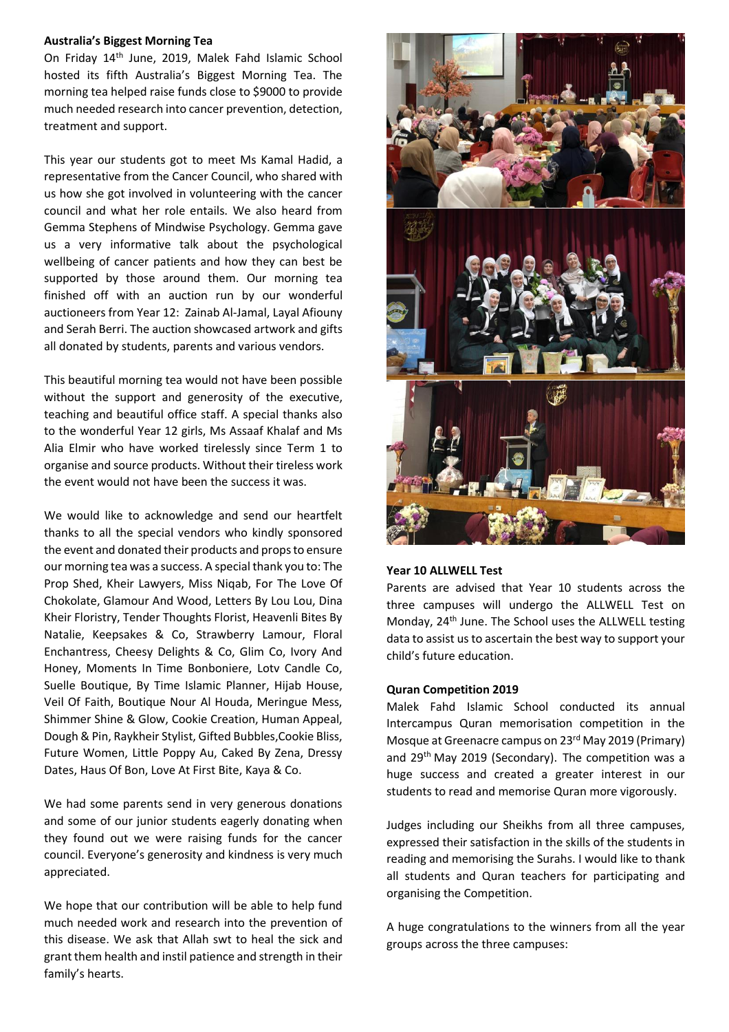**Australia's Biggest Morning Tea**

On Friday 14th June, 2019, Malek Fahd Islamic School hosted its fifth Australia's Biggest Morning Tea. The morning tea helped raise funds close to $9000 to provide much needed research into cancer prevention, detection, treatment and support.

This year our students got to meet Ms Kamal Hadid, a representative from the Cancer Council, who shared with us how she got involved in volunteering with the cancer council and what her role entails. We also heard from Gemma Stephens of Mindwise Psychology. Gemma gave us a very informative talk about the psychological wellbeing of cancer patients and how they can best be supported by those around them. Our morning tea finished off with an auction run by our wonderful auctioneers from Year 12: Zainab Al-Jamal, Layal Afiouny and Serah Berri. The auction showcased artwork and gifts all donated by students, parents and various vendors.

This beautiful morning tea would not have been possible without the support and generosity of the executive, teaching and beautiful office staff. A special thanks also to the wonderful Year 12 girls, Ms Assaaf Khalaf and Ms Alia Elmir who have worked tirelessly since Term 1 to organise and source products. Without their tireless work the event would not have been the success it was.

We would like to acknowledge and send our heartfelt thanks to all the special vendors who kindly sponsored the event and donated their products and props to ensure our morning tea was a success. A special thank you to: The Prop Shed, Kheir Lawyers, Miss Niqab, For The Love Of Chokolate, Glamour And Wood, Letters By Lou Lou, Dina Kheir Floristry, Tender Thoughts Florist, Heavenli Bites By Natalie, Keepsakes & Co, Strawberry Lamour, Floral Enchantress, Cheesy Delights & Co, Glim Co, Ivory And Honey, Moments In Time Bonboniere, Lotv Candle Co, Suelle Boutique, By Time Islamic Planner, Hijab House, Veil Of Faith, Boutique Nour Al Houda, Meringue Mess, Shimmer Shine & Glow, Cookie Creation, Human Appeal, Dough & Pin, Raykheir Stylist, Gifted Bubbles,Cookie Bliss, Future Women, Little Poppy Au, Caked By Zena, Dressy Dates, Haus Of Bon, Love At First Bite, Kaya & Co.

We had some parents send in very generous donations and some of our junior students eagerly donating when they found out we were raising funds for the cancer council. Everyone's generosity and kindness is very much appreciated.

We hope that our contribution will be able to help fund much needed work and research into the prevention of this disease. We ask that Allah swt to heal the sick and grant them health and instil patience and strength in their family's hearts.

**Year 10 ALLWELL Test**

Parents are advised that Year 10 students across the three campuses will undergo the ALLWELL Test on Monday, 24th June. The School uses the ALLWELL testing data to assist us to ascertain the best way to support your child's future education.

**Quran Competition 2019**

Malek Fahd Islamic School conducted its annual Intercampus Quran memorisation competition in the Mosque at Greenacre campus on 23rd May 2019 (Primary) and 29th May 2019 (Secondary). The competition was a huge success and created a greater interest in our students to read and memorise Quran more vigorously.

Judges including our Sheikhs from all three campuses, expressed their satisfaction in the skills of the students in reading and memorising the Surahs. I would like to thank all students and Quran teachers for participating and organising the Competition.

A huge congratulations to the winners from all the year groups across the three campuses: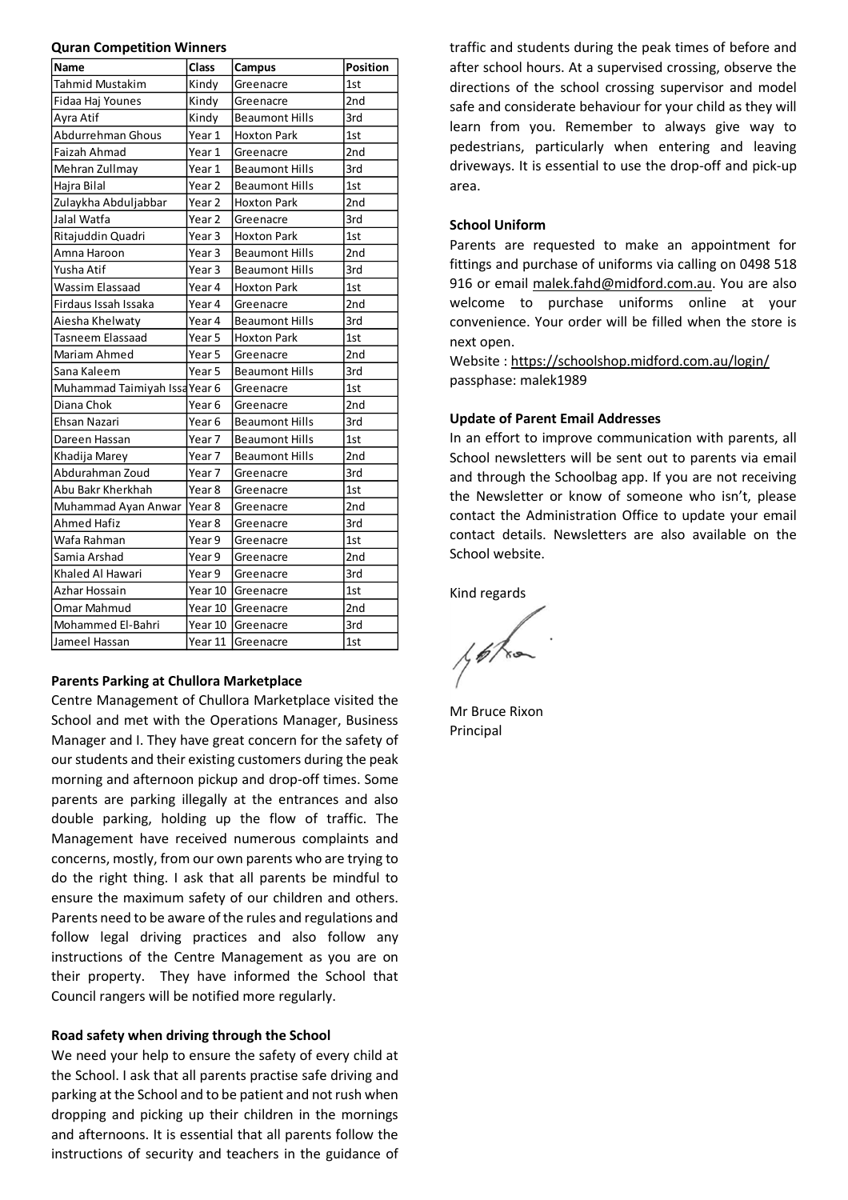**Quran Competition Winners**

| Name | Class | Campus | Position |
|---|---|---|---|
| Tahmid Mustakim | Kindy | Greenacre | 1st |
| Fidaa Haj Younes | Kindy | Greenacre | 2nd |
| Ayra Atif | Kindy | Beaumont Hills | 3rd |
| Abdurrehman Ghous | Year 1 | Hoxton Park | 1st |
| Faizah Ahmad | Year 1 | Greenacre | 2nd |
| Mehran Zullmay | Year 1 | Beaumont Hills | 3rd |
| Hajra Bilal | Year 2 | Beaumont Hills | 1st |
| Zulaykha Abduljabbar | Year 2 | Hoxton Park | 2nd |
| Jalal Watfa | Year 2 | Greenacre | 3rd |
| Ritajuddin Quadri | Year 3 | Hoxton Park | 1st |
| Amna Haroon | Year 3 | Beaumont Hills | 2nd |
| Yusha Atif | Year 3 | Beaumont Hills | 3rd |
| Wassim Elassaad | Year 4 | Hoxton Park | 1st |
| Firdaus Issah Issaka | Year 4 | Greenacre | 2nd |
| Aiesha Khelwaty | Year 4 | Beaumont Hills | 3rd |
| Tasneem Elassaad | Year 5 | Hoxton Park | 1st |
| Mariam Ahmed | Year 5 | Greenacre | 2nd |
| Sana Kaleem | Year 5 | Beaumont Hills | 3rd |
| Muhammad Taimiyah Issa | Year 6 | Greenacre | 1st |
| Diana Chok | Year 6 | Greenacre | 2nd |
| Ehsan Nazari | Year 6 | Beaumont Hills | 3rd |
| Dareen Hassan | Year 7 | Beaumont Hills | 1st |
| Khadija Marey | Year 7 | Beaumont Hills | 2nd |
| Abdurahman Zoud | Year 7 | Greenacre | 3rd |
| Abu Bakr Kherkhah | Year 8 | Greenacre | 1st |
| Muhammad Ayan Anwar | Year 8 | Greenacre | 2nd |
| Ahmed Hafiz | Year 8 | Greenacre | 3rd |
| Wafa Rahman | Year 9 | Greenacre | 1st |
| Samia Arshad | Year 9 | Greenacre | 2nd |
| Khaled Al Hawari | Year 9 | Greenacre | 3rd |
| Azhar Hossain | Year 10 | Greenacre | 1st |
| Omar Mahmud | Year 10 | Greenacre | 2nd |
| Mohammed El-Bahri | Year 10 | Greenacre | 3rd |
| Jameel Hassan | Year 11 | Greenacre | 1st |

**Parents Parking at Chullora Marketplace**

Centre Management of Chullora Marketplace visited the School and met with the Operations Manager, Business Manager and I. They have great concern for the safety of our students and their existing customers during the peak morning and afternoon pickup and drop-off times. Some parents are parking illegally at the entrances and also double parking, holding up the flow of traffic. The Management have received numerous complaints and concerns, mostly, from our own parents who are trying to do the right thing. I ask that all parents be mindful to ensure the maximum safety of our children and others. Parents need to be aware of the rules and regulations and follow legal driving practices and also follow any instructions of the Centre Management as you are on their property. They have informed the School that Council rangers will be notified more regularly.

**Road safety when driving through the School**

We need your help to ensure the safety of every child at the School. I ask that all parents practise safe driving and parking at the School and to be patient and not rush when dropping and picking up their children in the mornings and afternoons. It is essential that all parents follow the instructions of security and teachers in the guidance of traffic and students during the peak times of before and after school hours. At a supervised crossing, observe the directions of the school crossing supervisor and model safe and considerate behaviour for your child as they will learn from you. Remember to always give way to pedestrians, particularly when entering and leaving driveways. It is essential to use the drop-off and pick-up area.

**School Uniform**

Parents are requested to make an appointment for fittings and purchase of uniforms via calling on 0498 518 916 or email malek.fahd@midford.com.au. You are also welcome to purchase uniforms online at your convenience. Your order will be filled when the store is next open.

Website : https://schoolshop.midford.com.au/login/
passphase: malek1989

**Update of Parent Email Addresses**

In an effort to improve communication with parents, all School newsletters will be sent out to parents via email and through the Schoolbag app. If you are not receiving the Newsletter or know of someone who isn't, please contact the Administration Office to update your email contact details. Newsletters are also available on the School website.

Kind regards

Mr Bruce Rixon
Principal